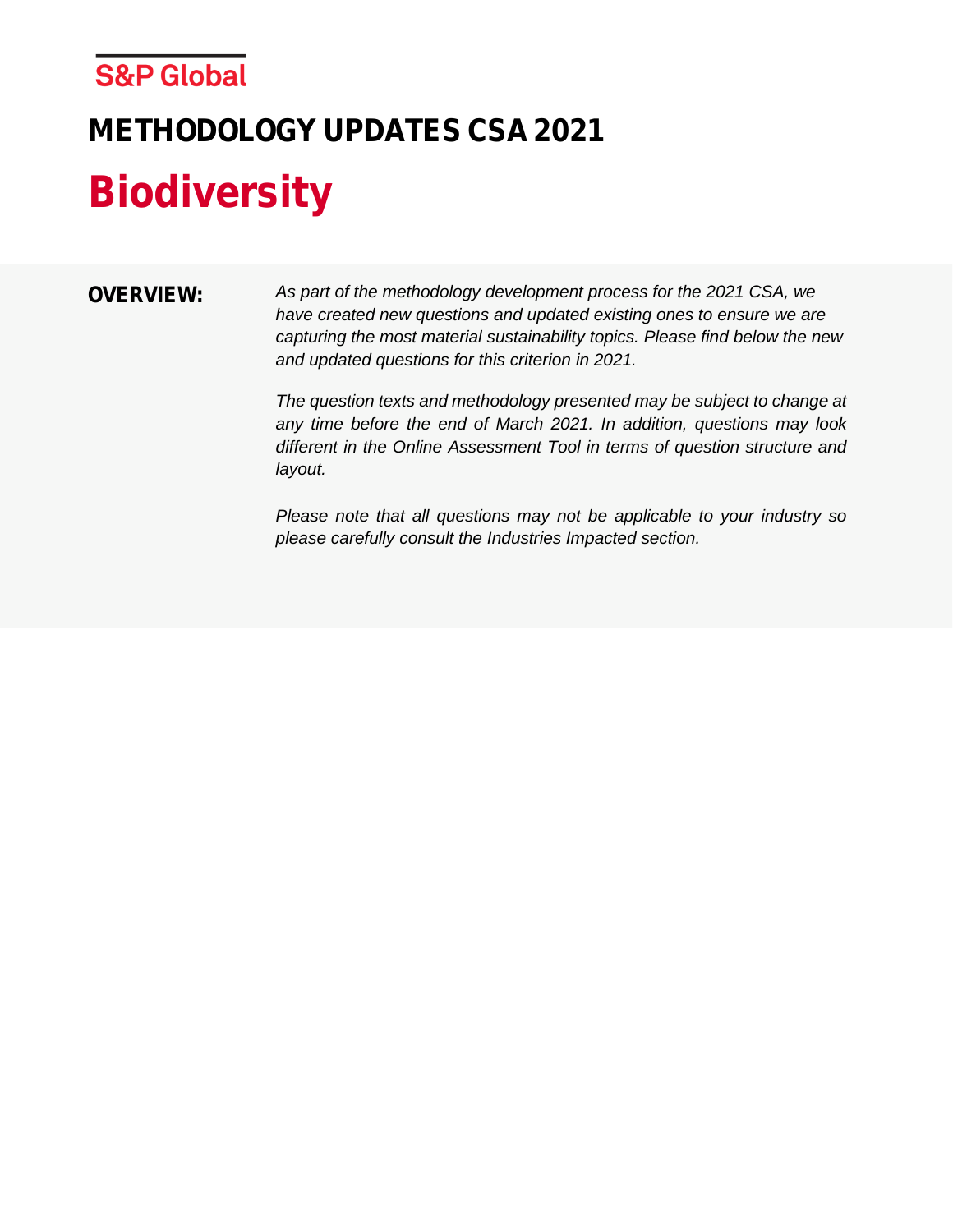S&P Global

# METHODOLOGY UPDATES CSA 2021

# Biodiversity

**OVERVIEW:**

*As part of the methodology development process for the 2021 CSA, we have created new questions and updated existing ones to ensure we are capturing the most material sustainability topics. Please find below the new and updated questions for this criterion in 2021.*

*The question texts and methodology presented may be subject to change at any time before the end of March 2021. In addition, questions may look different in the Online Assessment Tool in terms of question structure and layout.*

*Please note that all questions may not be applicable to your industry so please carefully consult the Industries Impacted section.*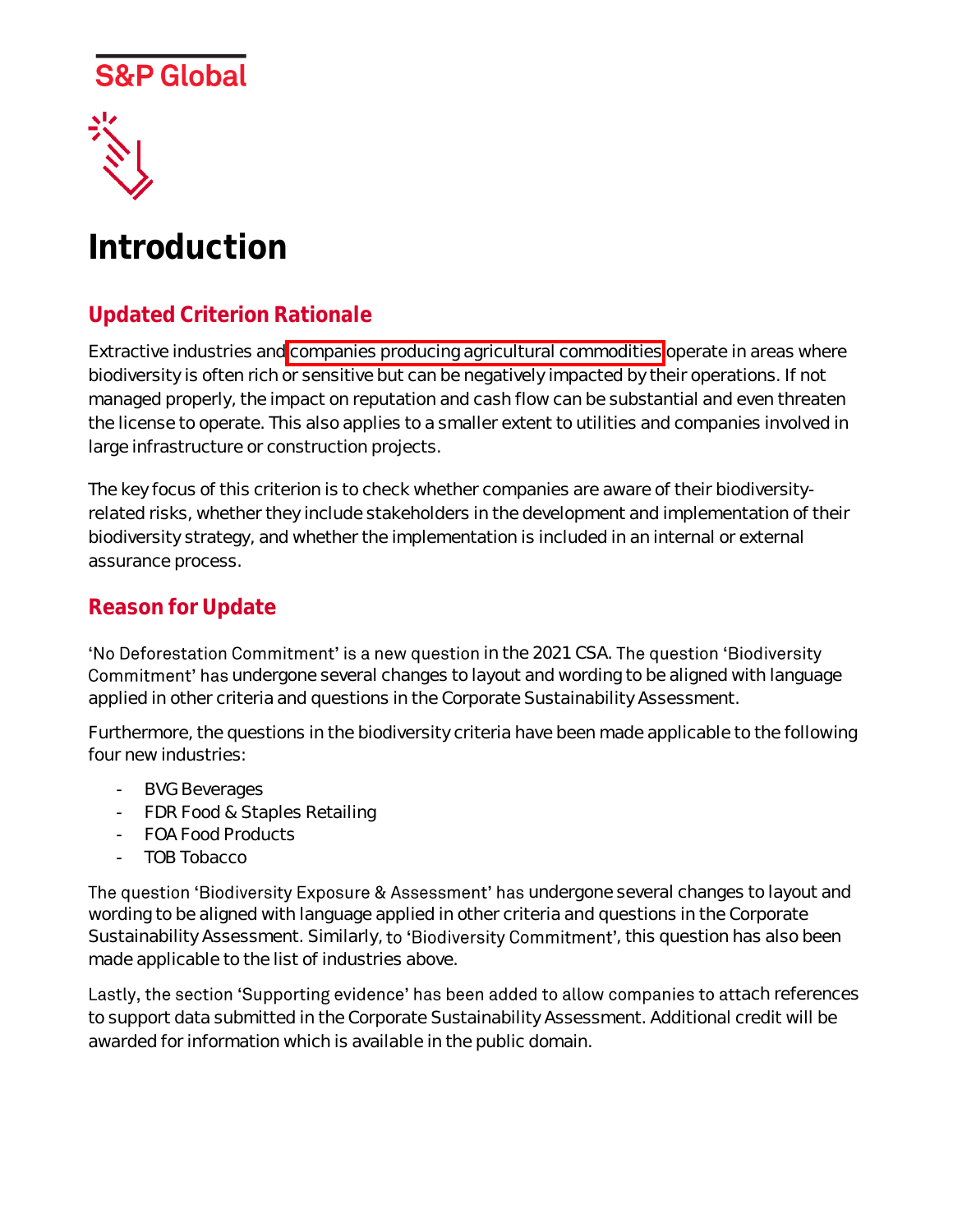# Introduction

## Updated Criterion Rationale

Extractive industries and companies producing agricultural commodities operate in areas where biodiversity is often rich or sensitive but can be negatively impacted by their operations. If not managed properly, the impact on reputation and cash flow can be substantial and even threaten the license to operate. This also applies to a smaller extent to utilities and companies involved in large infrastructure or construction projects.

The key focus of this criterion is to check whether companies are aware of their biodiversity-related risks, whether they include stakeholders in the development and implementation of their biodiversity strategy, and whether the implementation is included in an internal or external assurance process.

## Reason for Update

'No Deforestation Commitment' is a new question in the 2021 CSA. The question 'Biodiversity Commitment' has undergone several changes to layout and wording to be aligned with language applied in other criteria and questions in the Corporate Sustainability Assessment.

Furthermore, the questions in the biodiversity criteria have been made applicable to the following four new industries:

- BVG Beverages
- FDR Food & Staples Retailing
- FOA Food Products
- TOB Tobacco

The question 'Biodiversity Exposure & Assessment' has undergone several changes to layout and wording to be aligned with language applied in other criteria and questions in the Corporate Sustainability Assessment. Similarly, to 'Biodiversity Commitment', this question has also been made applicable to the list of industries above.

Lastly, the section 'Supporting evidence' has been added to allow companies to attach references to support data submitted in the Corporate Sustainability Assessment. Additional credit will be awarded for information which is available in the public domain.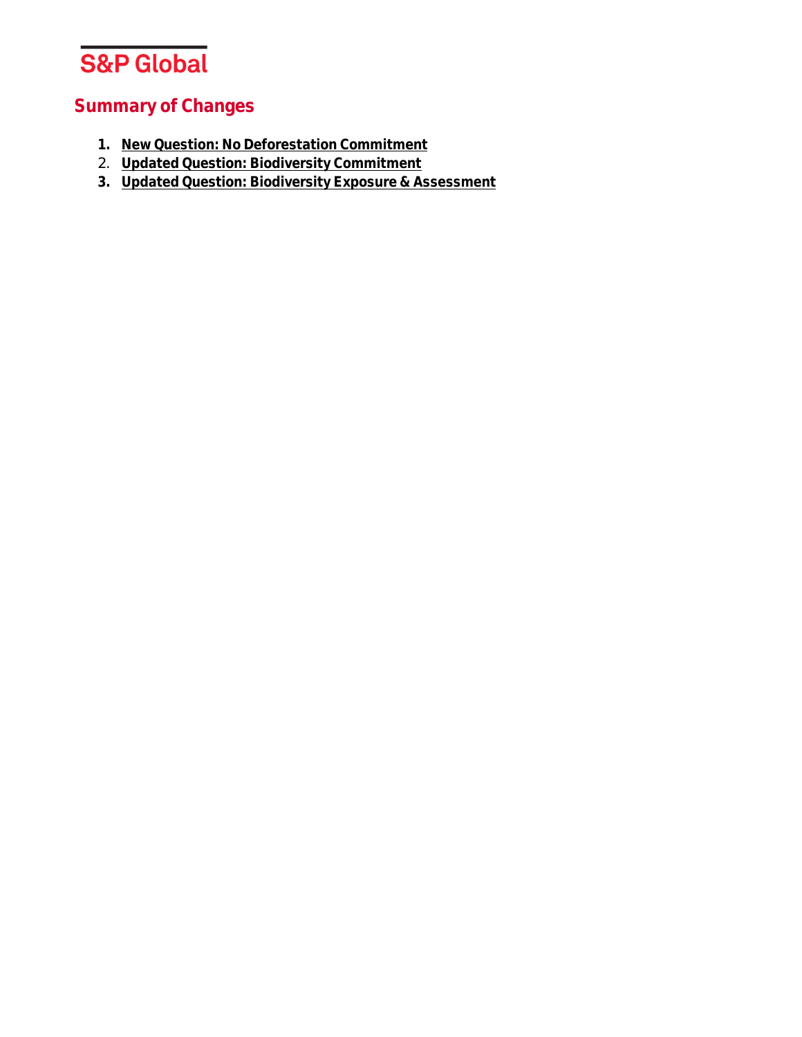## Summary of Changes

1. **New Question: No Deforestation Commitment**
2. **Updated Question: Biodiversity Commitment**
3. **Updated Question: Biodiversity Exposure & Assessment**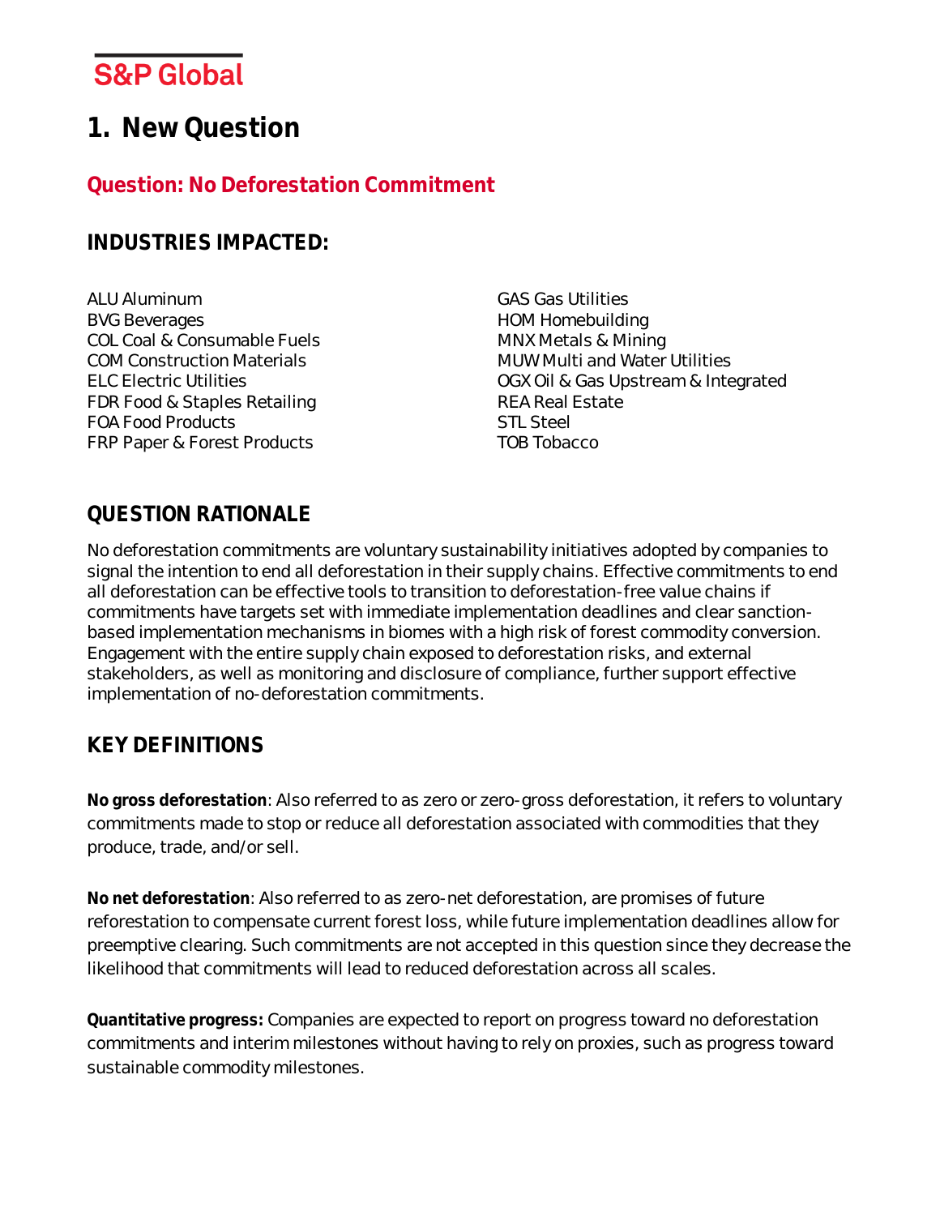## 1. New Question

### Question: No Deforestation Commitment

### INDUSTRIES IMPACTED:

ALU Aluminum
BVG Beverages
COL Coal & Consumable Fuels
COM Construction Materials
ELC Electric Utilities
FDR Food & Staples Retailing
FOA Food Products
FRP Paper & Forest Products
GAS Gas Utilities
HOM Homebuilding
MNX Metals & Mining
MUW Multi and Water Utilities
OGX Oil & Gas Upstream & Integrated
REA Real Estate
STL Steel
TOB Tobacco

### QUESTION RATIONALE

No deforestation commitments are voluntary sustainability initiatives adopted by companies to signal the intention to end all deforestation in their supply chains. Effective commitments to end all deforestation can be effective tools to transition to deforestation-free value chains if commitments have targets set with immediate implementation deadlines and clear sanction-based implementation mechanisms in biomes with a high risk of forest commodity conversion. Engagement with the entire supply chain exposed to deforestation risks, and external stakeholders, as well as monitoring and disclosure of compliance, further support effective implementation of no-deforestation commitments.

### KEY DEFINITIONS

**No gross deforestation**: Also referred to as zero or zero-gross deforestation, it refers to voluntary commitments made to stop or reduce all deforestation associated with commodities that they produce, trade, and/or sell.

**No net deforestation**: Also referred to as zero-net deforestation, are promises of future reforestation to compensate current forest loss, while future implementation deadlines allow for preemptive clearing. Such commitments are not accepted in this question since they decrease the likelihood that commitments will lead to reduced deforestation across all scales.

**Quantitative progress:** Companies are expected to report on progress toward no deforestation commitments and interim milestones without having to rely on proxies, such as progress toward sustainable commodity milestones.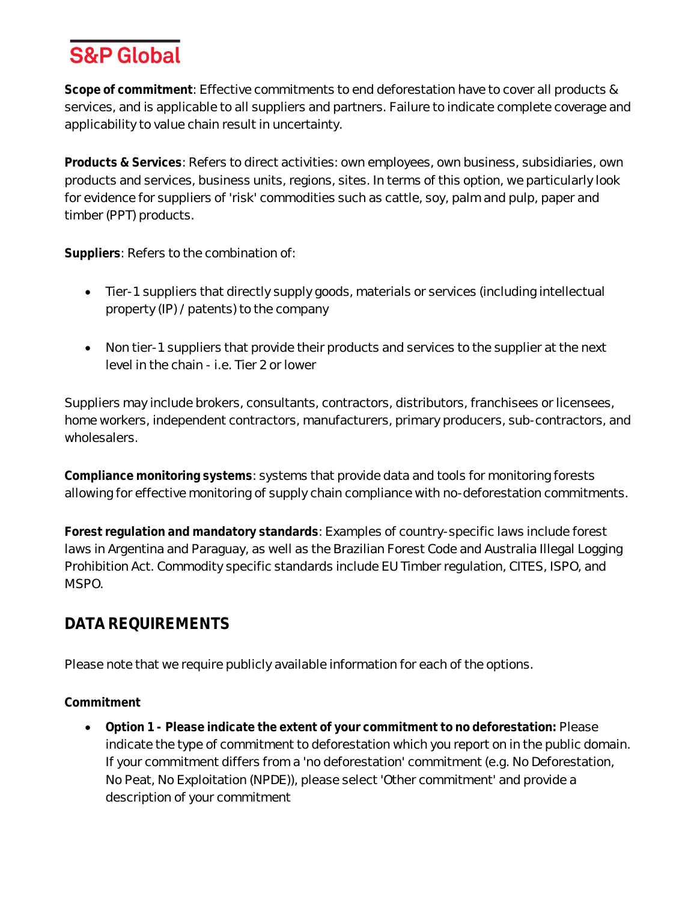**Scope of commitment**: Effective commitments to end deforestation have to cover all products & services, and is applicable to all suppliers and partners. Failure to indicate complete coverage and applicability to value chain result in uncertainty.

**Products & Services**: Refers to direct activities: own employees, own business, subsidiaries, own products and services, business units, regions, sites. In terms of this option, we particularly look for evidence for suppliers of 'risk' commodities such as cattle, soy, palm and pulp, paper and timber (PPT) products.

**Suppliers**: Refers to the combination of:

- Tier-1 suppliers that directly supply goods, materials or services (including intellectual property (IP) / patents) to the company
- Non tier-1 suppliers that provide their products and services to the supplier at the next level in the chain - i.e. Tier 2 or lower

Suppliers may include brokers, consultants, contractors, distributors, franchisees or licensees, home workers, independent contractors, manufacturers, primary producers, sub-contractors, and wholesalers.

**Compliance monitoring systems**: systems that provide data and tools for monitoring forests allowing for effective monitoring of supply chain compliance with no-deforestation commitments.

**Forest regulation and mandatory standards**: Examples of country-specific laws include forest laws in Argentina and Paraguay, as well as the Brazilian Forest Code and Australia Illegal Logging Prohibition Act. Commodity specific standards include EU Timber regulation, CITES, ISPO, and MSPO.

## DATA REQUIREMENTS

Please note that we require publicly available information for each of the options.

**Commitment**

- **Option 1 - Please indicate the extent of your commitment to no deforestation:** Please indicate the type of commitment to deforestation which you report on in the public domain. If your commitment differs from a 'no deforestation' commitment (e.g. No Deforestation, No Peat, No Exploitation (NPDE)), please select 'Other commitment' and provide a description of your commitment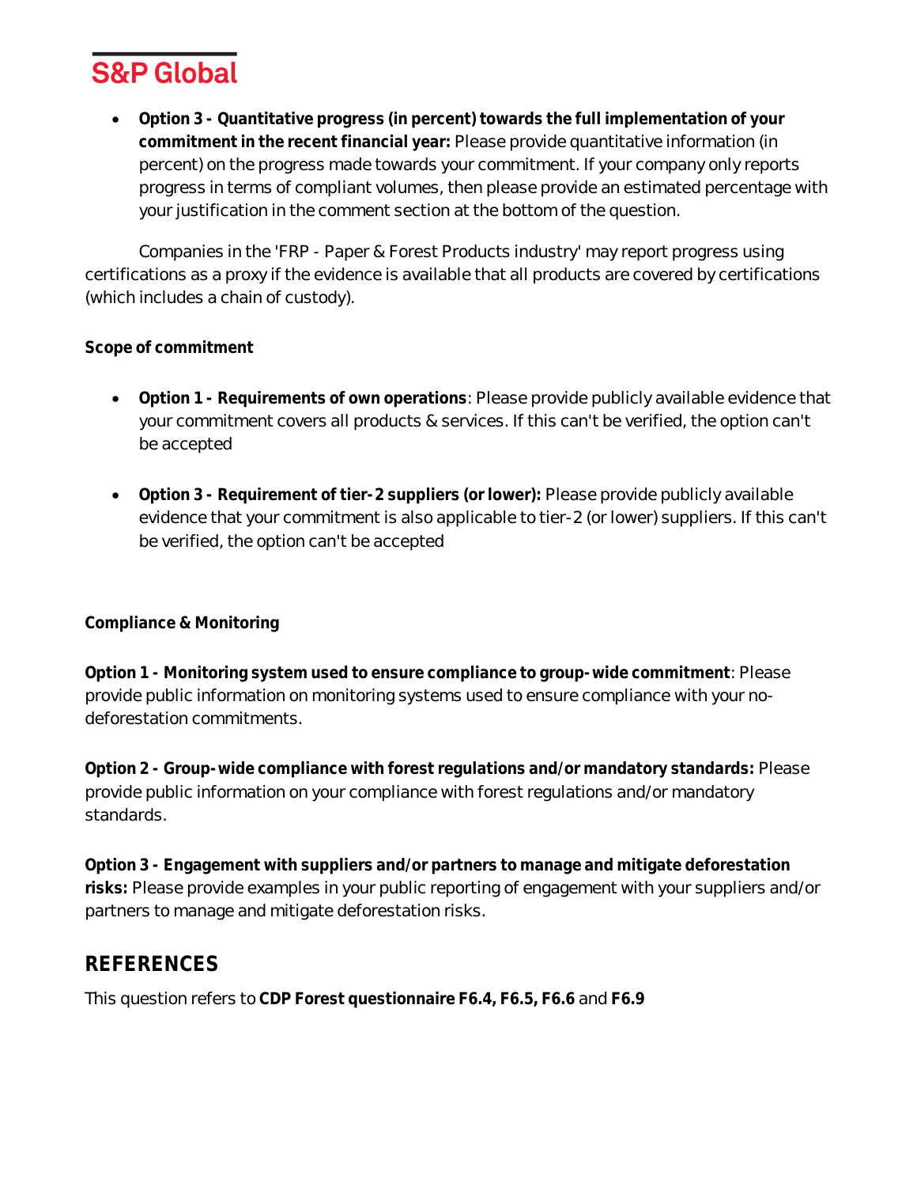- **Option 3 - Quantitative progress (in percent) towards the full implementation of your commitment in the recent financial year:** Please provide quantitative information (in percent) on the progress made towards your commitment. If your company only reports progress in terms of compliant volumes, then please provide an estimated percentage with your justification in the comment section at the bottom of the question.

Companies in the 'FRP - Paper & Forest Products industry' may report progress using certifications as a proxy if the evidence is available that all products are covered by certifications (which includes a chain of custody).

**Scope of commitment**

- **Option 1 - Requirements of own operations**: Please provide publicly available evidence that your commitment covers all products & services. If this can't be verified, the option can't be accepted

- **Option 3 - Requirement of tier-2 suppliers (or lower):** Please provide publicly available evidence that your commitment is also applicable to tier-2 (or lower) suppliers. If this can't be verified, the option can't be accepted

**Compliance & Monitoring**

**Option 1 - Monitoring system used to ensure compliance to group-wide commitment**: Please provide public information on monitoring systems used to ensure compliance with your no-deforestation commitments.

**Option 2 - Group-wide compliance with forest regulations and/or mandatory standards:** Please provide public information on your compliance with forest regulations and/or mandatory standards.

**Option 3 - Engagement with suppliers and/or partners to manage and mitigate deforestation risks:** Please provide examples in your public reporting of engagement with your suppliers and/or partners to manage and mitigate deforestation risks.

## REFERENCES

This question refers to **CDP Forest questionnaire F6.4, F6.5, F6.6** and **F6.9**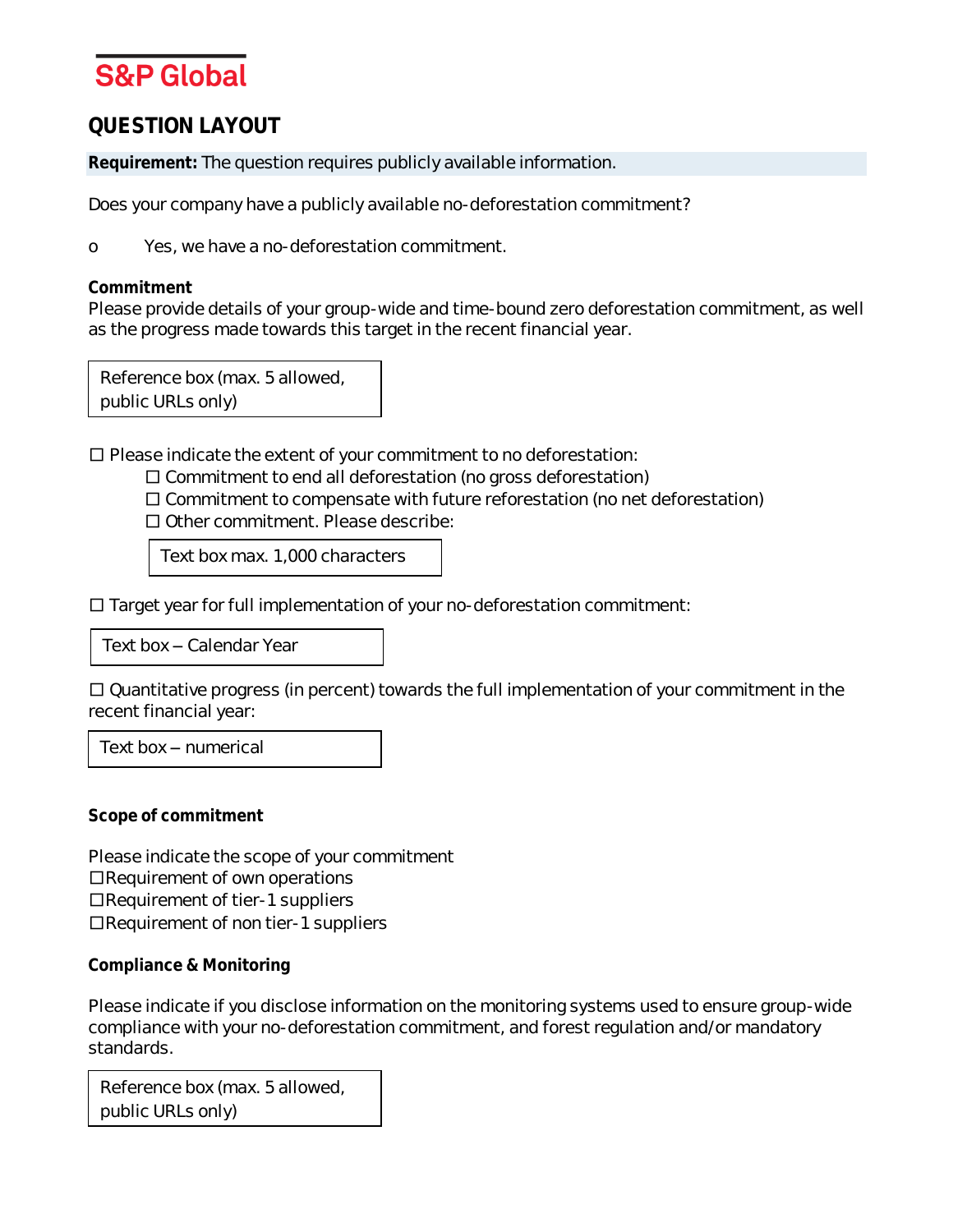S&P Global

## QUESTION LAYOUT

**Requirement:** The question requires publicly available information.

Does your company have a publicly available no-deforestation commitment?

o Yes, we have a no-deforestation commitment.

**Commitment**

Please provide details of your group-wide and time-bound zero deforestation commitment, as well as the progress made towards this target in the recent financial year.

| Reference box (max. 5 allowed, public URLs only) |
|---|

☐ Please indicate the extent of your commitment to no deforestation:

- ☐ Commitment to end all deforestation (no gross deforestation)
- ☐ Commitment to compensate with future reforestation (no net deforestation)
- ☐ Other commitment. Please describe:

| Text box max. 1,000 characters |
|---|

☐ Target year for full implementation of your no-deforestation commitment:

| Text box – Calendar Year |
|---|

☐ Quantitative progress (in percent) towards the full implementation of your commitment in the recent financial year:

| Text box – numerical |
|---|

**Scope of commitment**

Please indicate the scope of your commitment

☐Requirement of own operations
☐Requirement of tier-1 suppliers
☐Requirement of non tier-1 suppliers

**Compliance & Monitoring**

Please indicate if you disclose information on the monitoring systems used to ensure group-wide compliance with your no-deforestation commitment, and forest regulation and/or mandatory standards.

| Reference box (max. 5 allowed, public URLs only) |
|---|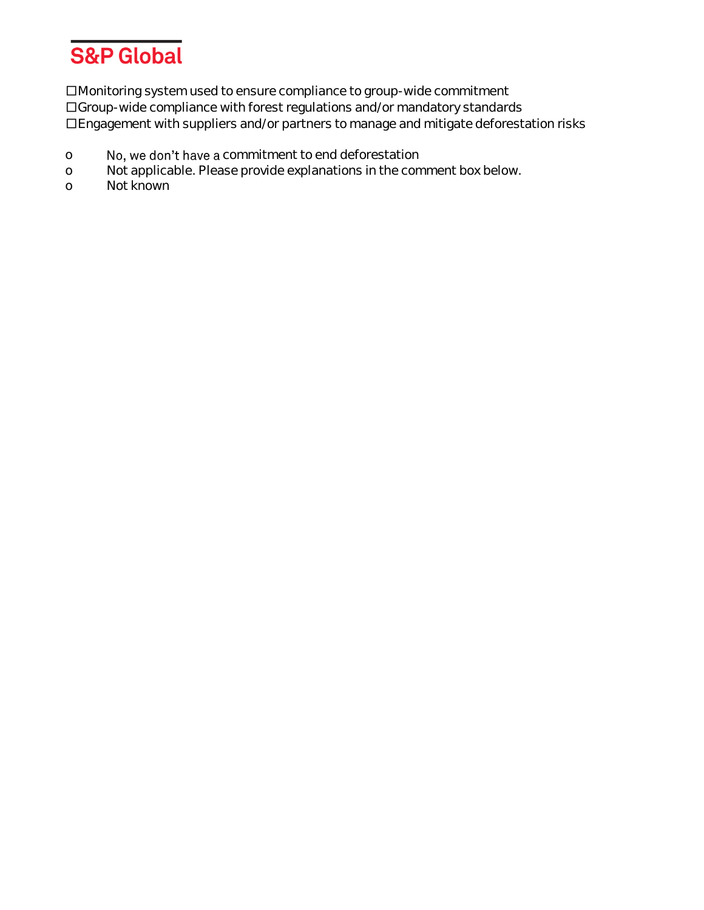☐Monitoring system used to ensure compliance to group-wide commitment
☐Group-wide compliance with forest regulations and/or mandatory standards
☐Engagement with suppliers and/or partners to manage and mitigate deforestation risks

- o No, we don't have a commitment to end deforestation
- o Not applicable. Please provide explanations in the comment box below.
- o Not known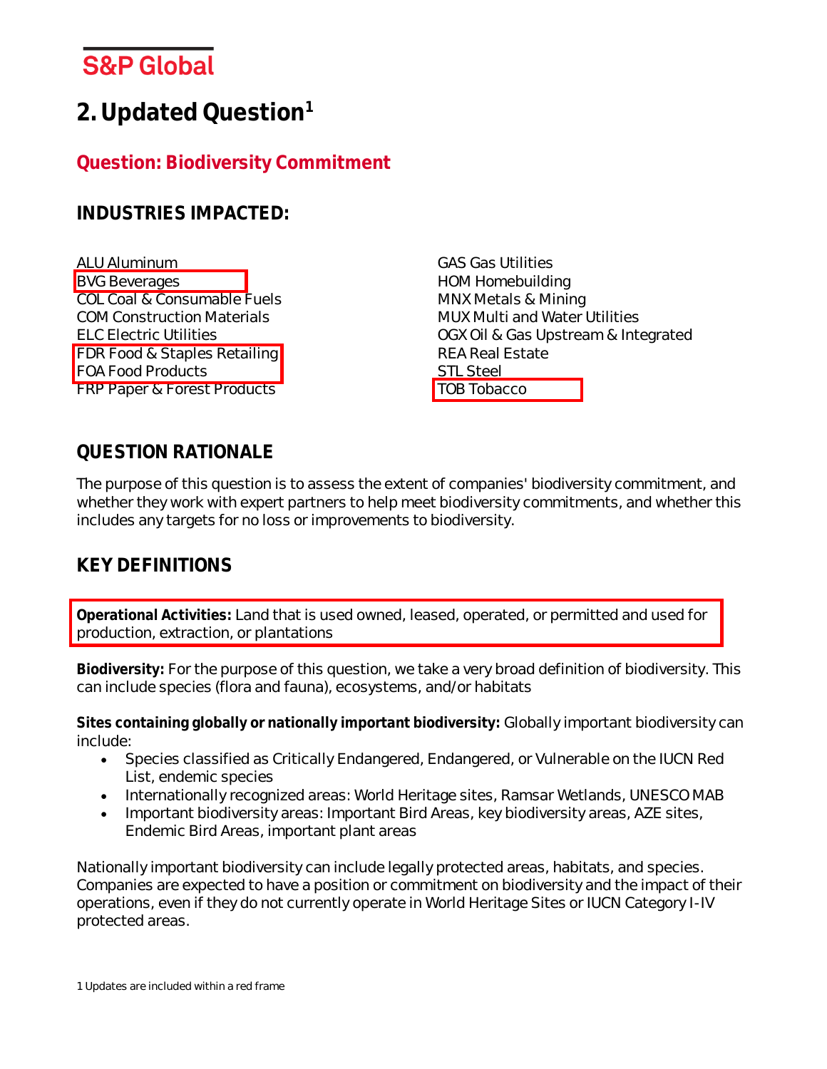# 2. Updated Question[1]

## Question: Biodiversity Commitment

### INDUSTRIES IMPACTED:

ALU Aluminum
BVG Beverages
COL Coal & Consumable Fuels
COM Construction Materials
ELC Electric Utilities
FDR Food & Staples Retailing
FOA Food Products
FRP Paper & Forest Products
GAS Gas Utilities
HOM Homebuilding
MNX Metals & Mining
MUX Multi and Water Utilities
OGX Oil & Gas Upstream & Integrated
REA Real Estate
STL Steel
TOB Tobacco

### QUESTION RATIONALE

The purpose of this question is to assess the extent of companies' biodiversity commitment, and whether they work with expert partners to help meet biodiversity commitments, and whether this includes any targets for no loss or improvements to biodiversity.

### KEY DEFINITIONS

**Operational Activities:** Land that is used owned, leased, operated, or permitted and used for production, extraction, or plantations

**Biodiversity:** For the purpose of this question, we take a very broad definition of biodiversity. This can include species (flora and fauna), ecosystems, and/or habitats

**Sites containing globally or nationally important biodiversity:** Globally important biodiversity can include:

- Species classified as Critically Endangered, Endangered, or Vulnerable on the IUCN Red List, endemic species
- Internationally recognized areas: World Heritage sites, Ramsar Wetlands, UNESCO MAB
- Important biodiversity areas: Important Bird Areas, key biodiversity areas, AZE sites, Endemic Bird Areas, important plant areas

Nationally important biodiversity can include legally protected areas, habitats, and species. Companies are expected to have a position or commitment on biodiversity and the impact of their operations, even if they do not currently operate in World Heritage Sites or IUCN Category I-IV protected areas.

1 Updates are included within a red frame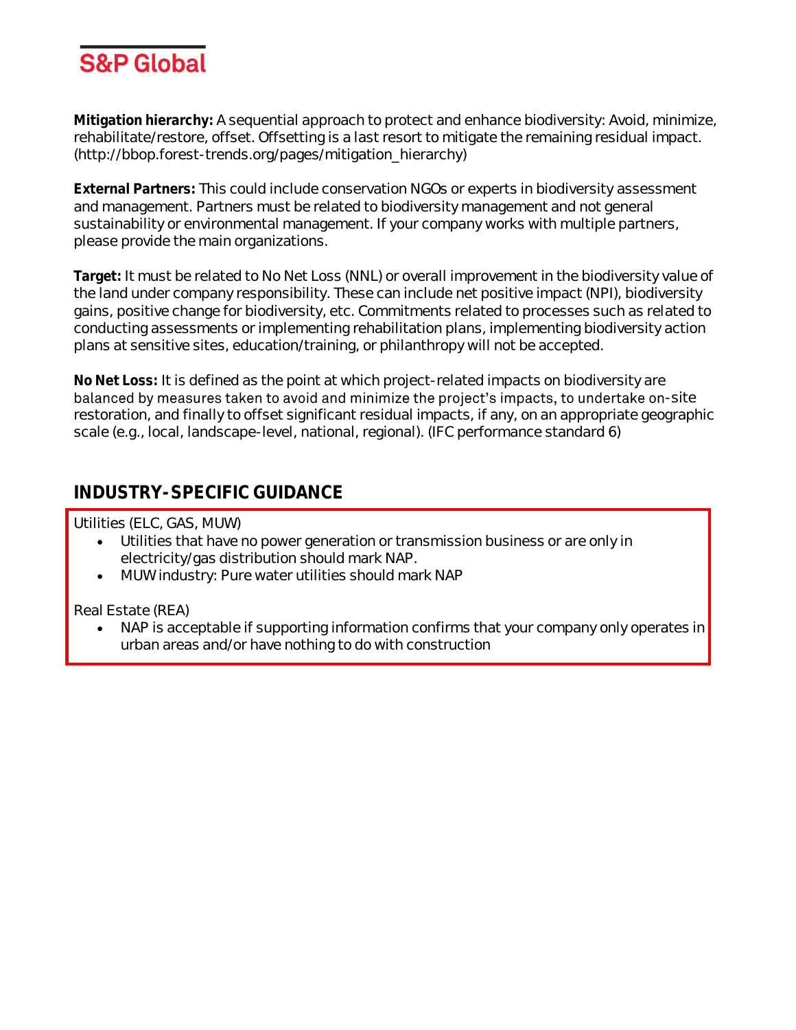**Mitigation hierarchy:** A sequential approach to protect and enhance biodiversity: Avoid, minimize, rehabilitate/restore, offset. Offsetting is a last resort to mitigate the remaining residual impact. (http://bbop.forest-trends.org/pages/mitigation_hierarchy)

**External Partners:** This could include conservation NGOs or experts in biodiversity assessment and management. Partners must be related to biodiversity management and not general sustainability or environmental management. If your company works with multiple partners, please provide the main organizations.

**Target:** It must be related to No Net Loss (NNL) or overall improvement in the biodiversity value of the land under company responsibility. These can include net positive impact (NPI), biodiversity gains, positive change for biodiversity, etc. Commitments related to processes such as related to conducting assessments or implementing rehabilitation plans, implementing biodiversity action plans at sensitive sites, education/training, or philanthropy will not be accepted.

**No Net Loss:** It is defined as the point at which project-related impacts on biodiversity are balanced by measures taken to avoid and minimize the project's impacts, to undertake on-site restoration, and finally to offset significant residual impacts, if any, on an appropriate geographic scale (e.g., local, landscape-level, national, regional). (IFC performance standard 6)

## INDUSTRY-SPECIFIC GUIDANCE

Utilities (ELC, GAS, MUW)

- Utilities that have no power generation or transmission business or are only in electricity/gas distribution should mark NAP.
- MUW industry: Pure water utilities should mark NAP

Real Estate (REA)

- NAP is acceptable if supporting information confirms that your company only operates in urban areas and/or have nothing to do with construction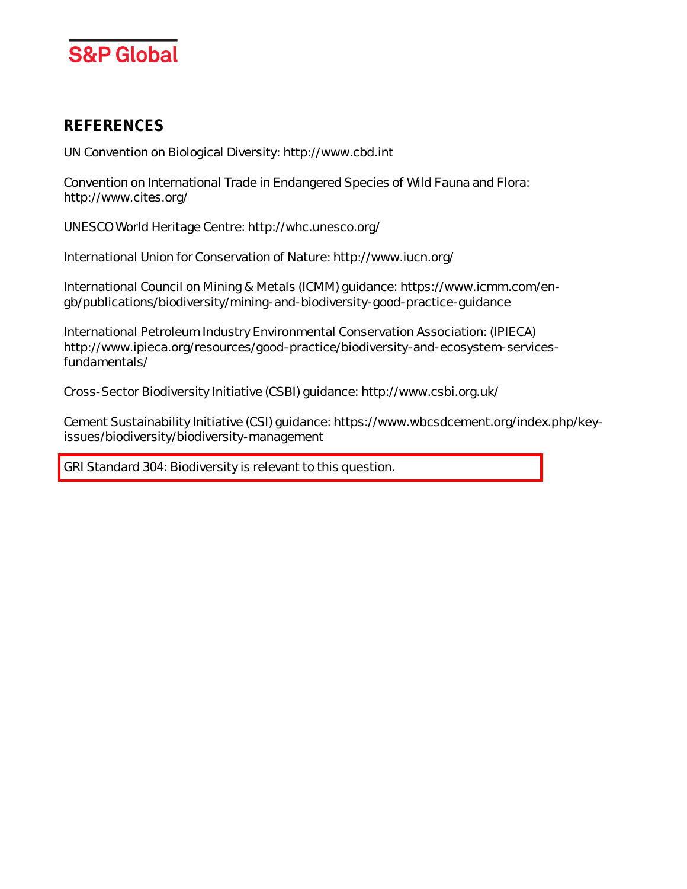## REFERENCES

UN Convention on Biological Diversity: http://www.cbd.int

Convention on International Trade in Endangered Species of Wild Fauna and Flora: http://www.cites.org/

UNESCO World Heritage Centre: http://whc.unesco.org/

International Union for Conservation of Nature: http://www.iucn.org/

International Council on Mining & Metals (ICMM) guidance: https://www.icmm.com/en-gb/publications/biodiversity/mining-and-biodiversity-good-practice-guidance

International Petroleum Industry Environmental Conservation Association: (IPIECA) http://www.ipieca.org/resources/good-practice/biodiversity-and-ecosystem-services-fundamentals/

Cross-Sector Biodiversity Initiative (CSBI) guidance: http://www.csbi.org.uk/

Cement Sustainability Initiative (CSI) guidance: https://www.wbcsdcement.org/index.php/key-issues/biodiversity/biodiversity-management

GRI Standard 304: Biodiversity is relevant to this question.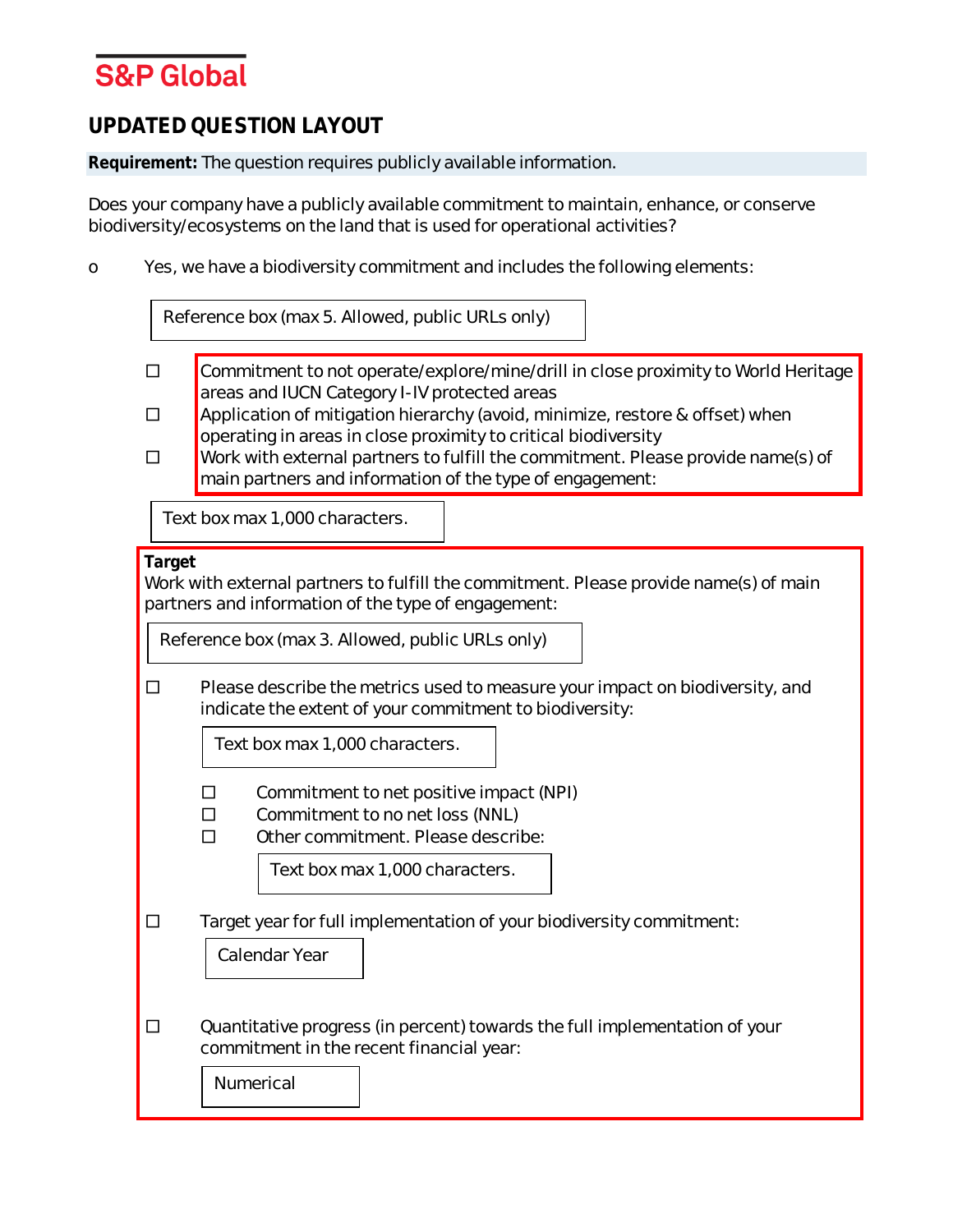S&P Global

## UPDATED QUESTION LAYOUT

**Requirement:** The question requires publicly available information.

Does your company have a publicly available commitment to maintain, enhance, or conserve biodiversity/ecosystems on the land that is used for operational activities?

o Yes, we have a biodiversity commitment and includes the following elements:

Reference box (max 5. Allowed, public URLs only)

- ☐ Commitment to not operate/explore/mine/drill in close proximity to World Heritage areas and IUCN Category I-IV protected areas
- ☐ Application of mitigation hierarchy (avoid, minimize, restore & offset) when operating in areas in close proximity to critical biodiversity
- ☐ Work with external partners to fulfill the commitment. Please provide name(s) of main partners and information of the type of engagement:

Text box max 1,000 characters.

**Target**

Work with external partners to fulfill the commitment. Please provide name(s) of main partners and information of the type of engagement:

Reference box (max 3. Allowed, public URLs only)

- ☐ Please describe the metrics used to measure your impact on biodiversity, and indicate the extent of your commitment to biodiversity:

  Text box max 1,000 characters.

  - ☐ Commitment to net positive impact (NPI)
  - ☐ Commitment to no net loss (NNL)
  - ☐ Other commitment. Please describe:

    Text box max 1,000 characters.

- ☐ Target year for full implementation of your biodiversity commitment:

  Calendar Year

- ☐ Quantitative progress (in percent) towards the full implementation of your commitment in the recent financial year:

  Numerical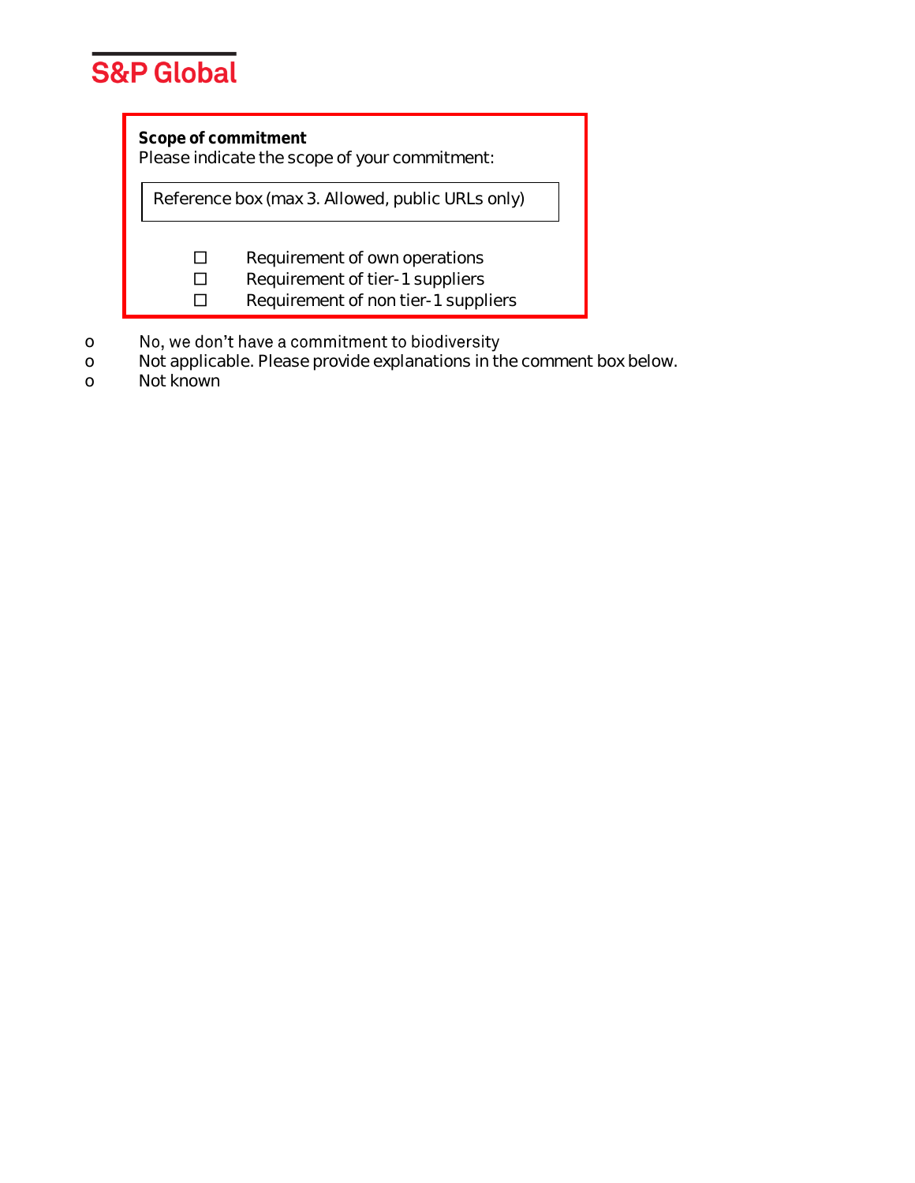**Scope of commitment**
Please indicate the scope of your commitment:

Reference box (max 3. Allowed, public URLs only)

- ☐ Requirement of own operations
- ☐ Requirement of tier-1 suppliers
- ☐ Requirement of non tier-1 suppliers

- o No, we don't have a commitment to biodiversity
- o Not applicable. Please provide explanations in the comment box below.
- o Not known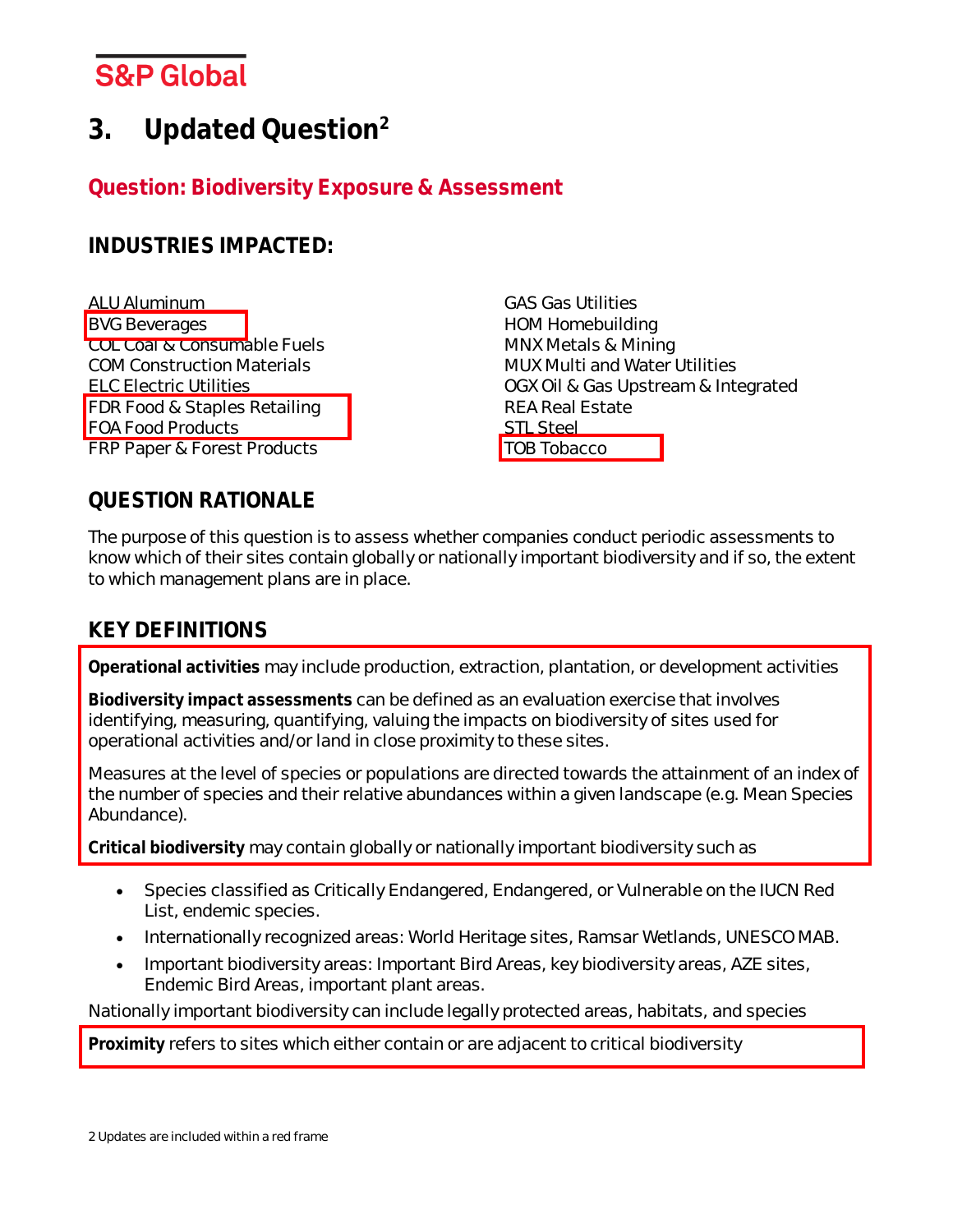# 3. Updated Question[2]

## Question: Biodiversity Exposure & Assessment

### INDUSTRIES IMPACTED:

ALU Aluminum
BVG Beverages
COL Coal & Consumable Fuels
COM Construction Materials
ELC Electric Utilities
FDR Food & Staples Retailing
FOA Food Products
FRP Paper & Forest Products
GAS Gas Utilities
HOM Homebuilding
MNX Metals & Mining
MUX Multi and Water Utilities
OGX Oil & Gas Upstream & Integrated
REA Real Estate
STL Steel
TOB Tobacco

### QUESTION RATIONALE

The purpose of this question is to assess whether companies conduct periodic assessments to know which of their sites contain globally or nationally important biodiversity and if so, the extent to which management plans are in place.

### KEY DEFINITIONS

**Operational activities** may include production, extraction, plantation, or development activities

**Biodiversity impact assessments** can be defined as an evaluation exercise that involves identifying, measuring, quantifying, valuing the impacts on biodiversity of sites used for operational activities and/or land in close proximity to these sites.

Measures at the level of species or populations are directed towards the attainment of an index of the number of species and their relative abundances within a given landscape (e.g. Mean Species Abundance).

**Critical biodiversity** may contain globally or nationally important biodiversity such as

- Species classified as Critically Endangered, Endangered, or Vulnerable on the IUCN Red List, endemic species.
- Internationally recognized areas: World Heritage sites, Ramsar Wetlands, UNESCO MAB.
- Important biodiversity areas: Important Bird Areas, key biodiversity areas, AZE sites, Endemic Bird Areas, important plant areas.

Nationally important biodiversity can include legally protected areas, habitats, and species

**Proximity** refers to sites which either contain or are adjacent to critical biodiversity

2 Updates are included within a red frame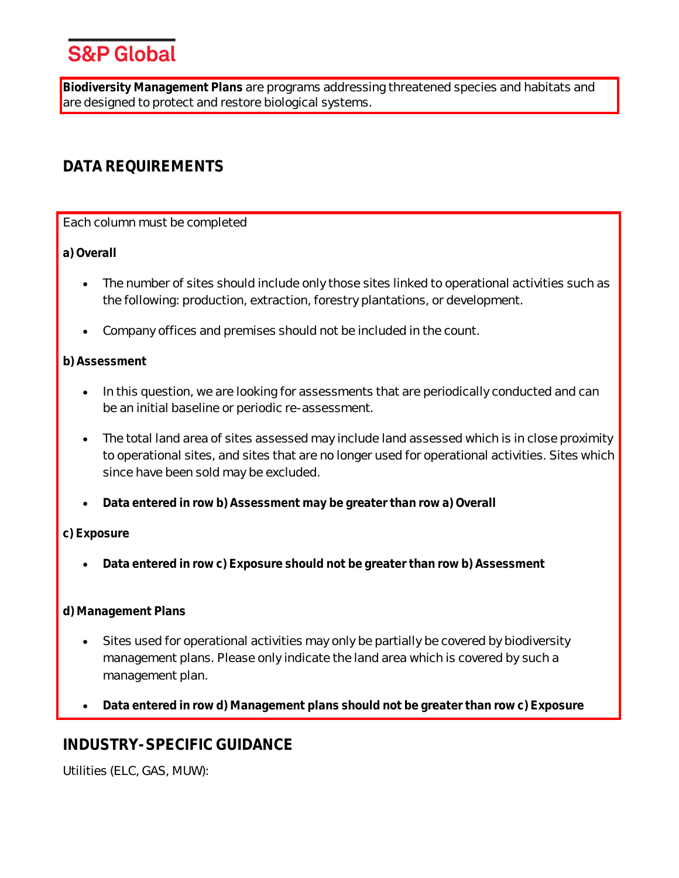**Biodiversity Management Plans** are programs addressing threatened species and habitats and are designed to protect and restore biological systems.

## DATA REQUIREMENTS

Each column must be completed

**a) Overall**

- The number of sites should include only those sites linked to operational activities such as the following: production, extraction, forestry plantations, or development.
- Company offices and premises should not be included in the count.

**b) Assessment**

- In this question, we are looking for assessments that are periodically conducted and can be an initial baseline or periodic re-assessment.
- The total land area of sites assessed may include land assessed which is in close proximity to operational sites, and sites that are no longer used for operational activities. Sites which since have been sold may be excluded.
- **Data entered in row b) Assessment may be greater than row a) Overall**

**c) Exposure**

- **Data entered in row c) Exposure should not be greater than row b) Assessment**

**d) Management Plans**

- Sites used for operational activities may only be partially be covered by biodiversity management plans. Please only indicate the land area which is covered by such a management plan.
- **Data entered in row d) Management plans should not be greater than row c) Exposure**

## INDUSTRY-SPECIFIC GUIDANCE

Utilities (ELC, GAS, MUW):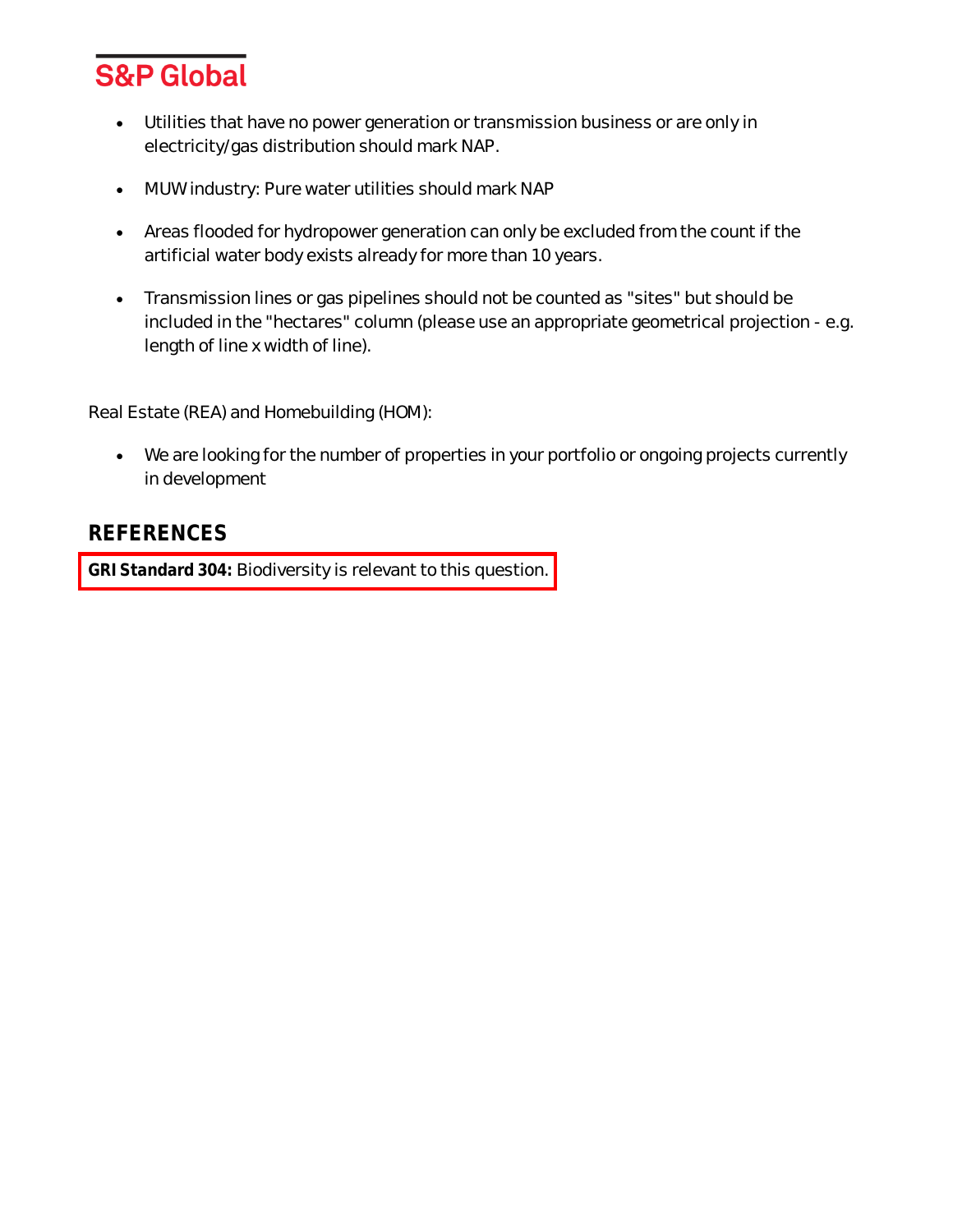- Utilities that have no power generation or transmission business or are only in electricity/gas distribution should mark NAP.
- MUW industry: Pure water utilities should mark NAP
- Areas flooded for hydropower generation can only be excluded from the count if the artificial water body exists already for more than 10 years.
- Transmission lines or gas pipelines should not be counted as "sites" but should be included in the "hectares" column (please use an appropriate geometrical projection - e.g. length of line x width of line).

Real Estate (REA) and Homebuilding (HOM):

- We are looking for the number of properties in your portfolio or ongoing projects currently in development

## REFERENCES

**GRI Standard 304:** Biodiversity is relevant to this question.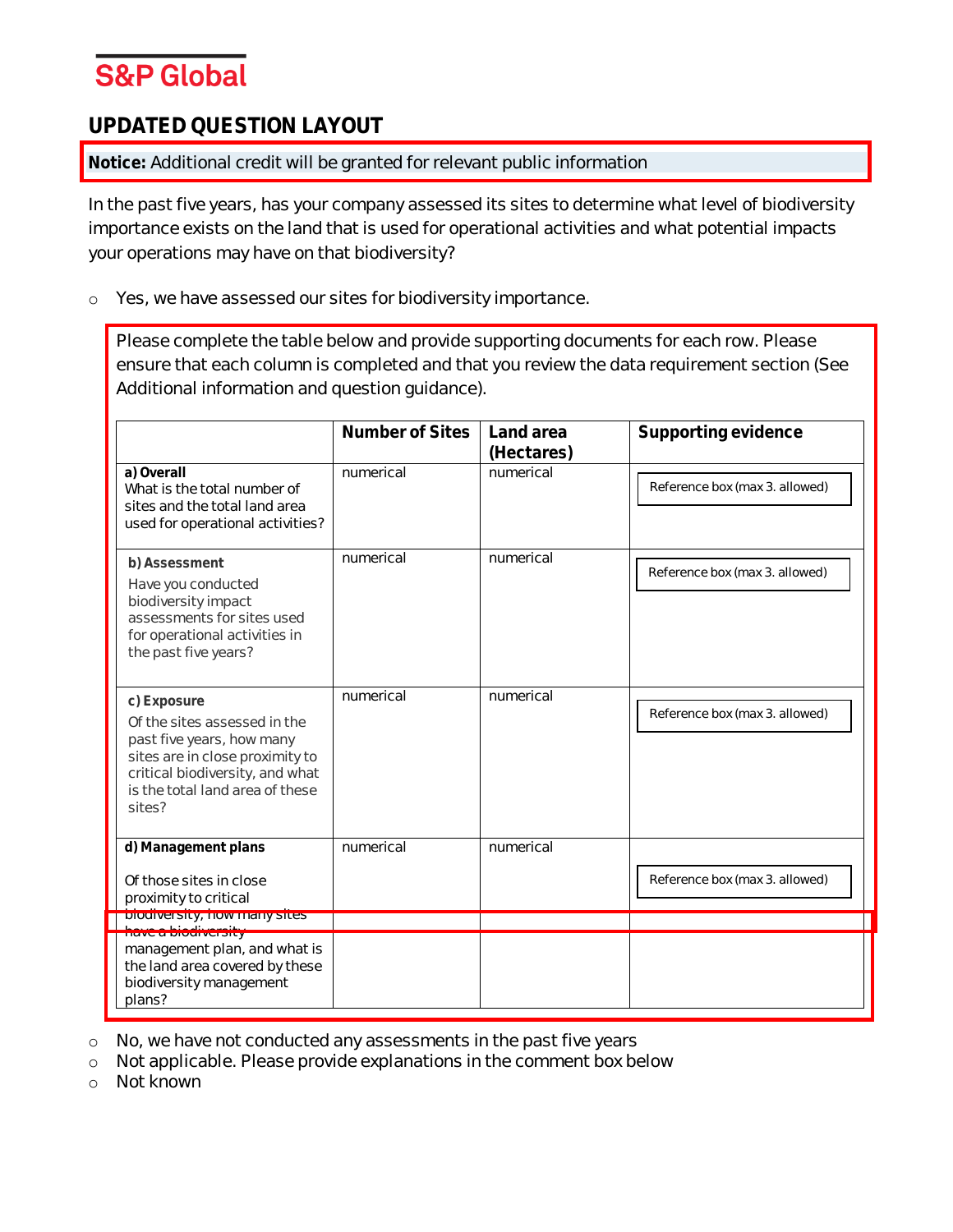## UPDATED QUESTION LAYOUT

**Notice:** Additional credit will be granted for relevant public information

In the past five years, has your company assessed its sites to determine what level of biodiversity importance exists on the land that is used for operational activities and what potential impacts your operations may have on that biodiversity?

- Yes, we have assessed our sites for biodiversity importance.

Please complete the table below and provide supporting documents for each row. Please ensure that each column is completed and that you review the data requirement section (See Additional information and question guidance).

| | Number of Sites | Land area (Hectares) | Supporting evidence |
|---|---|---|---|
| **a) Overall**<br>What is the total number of sites and the total land area used for operational activities? | numerical | numerical | Reference box (max 3. allowed) |
| **b) Assessment**<br>Have you conducted biodiversity impact assessments for sites used for operational activities in the past five years? | numerical | numerical | Reference box (max 3. allowed) |
| **c) Exposure**<br>Of the sites assessed in the past five years, how many sites are in close proximity to critical biodiversity, and what is the total land area of these sites? | numerical | numerical | Reference box (max 3. allowed) |
| **d) Management plans**<br>Of those sites in close proximity to critical biodiversity, how many sites have a biodiversity management plan, and what is the land area covered by these biodiversity management plans? | numerical | numerical | Reference box (max 3. allowed) |

- No, we have not conducted any assessments in the past five years
- Not applicable. Please provide explanations in the comment box below
- Not known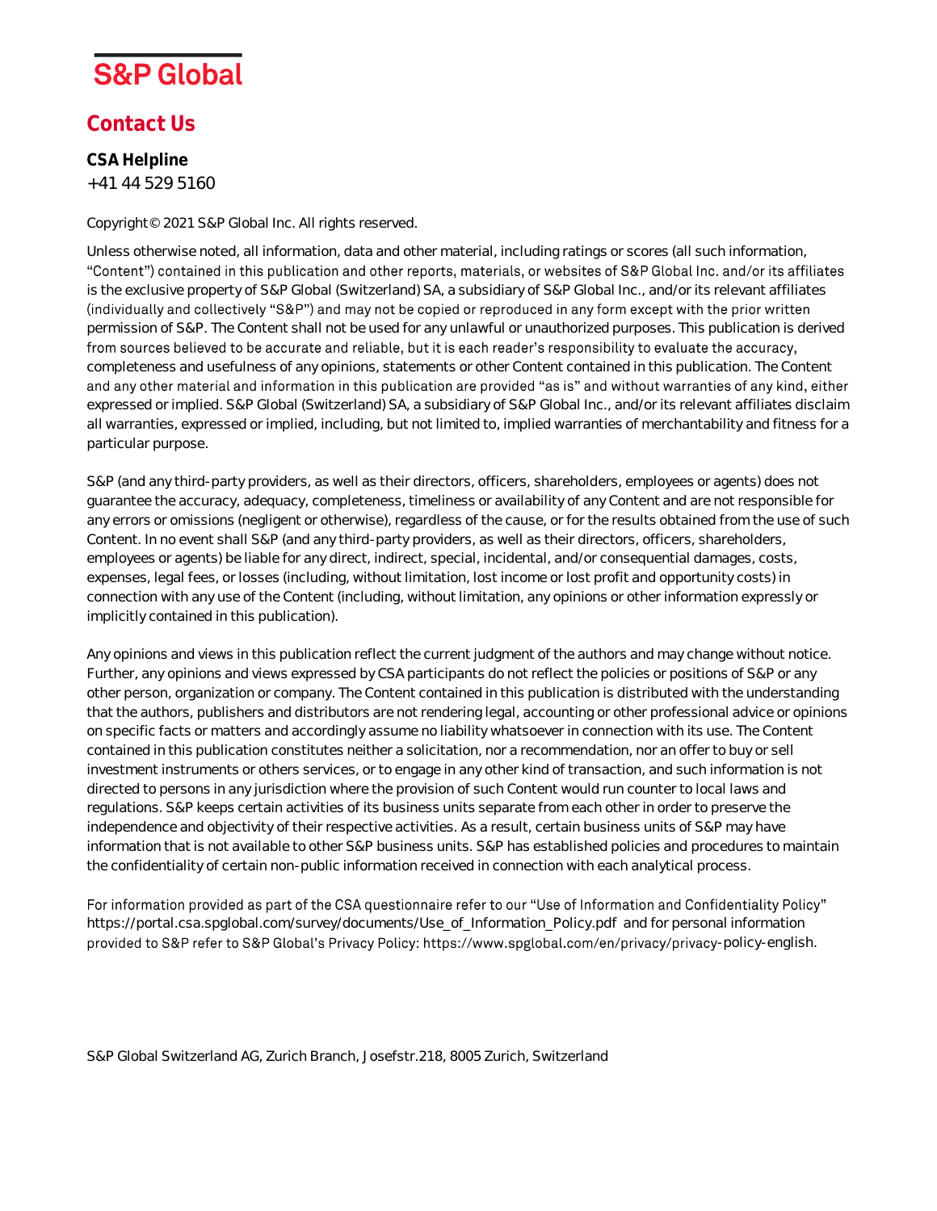S&P Global

## Contact Us

**CSA Helpline**
+41 44 529 5160

Copyright © 2021 S&P Global Inc. All rights reserved.

Unless otherwise noted, all information, data and other material, including ratings or scores (all such information, "Content") contained in this publication and other reports, materials, or websites of S&P Global Inc. and/or its affiliates is the exclusive property of S&P Global (Switzerland) SA, a subsidiary of S&P Global Inc., and/or its relevant affiliates (individually and collectively "S&P") and may not be copied or reproduced in any form except with the prior written permission of S&P. The Content shall not be used for any unlawful or unauthorized purposes. This publication is derived from sources believed to be accurate and reliable, but it is each reader's responsibility to evaluate the accuracy, completeness and usefulness of any opinions, statements or other Content contained in this publication. The Content and any other material and information in this publication are provided "as is" and without warranties of any kind, either expressed or implied. S&P Global (Switzerland) SA, a subsidiary of S&P Global Inc., and/or its relevant affiliates disclaim all warranties, expressed or implied, including, but not limited to, implied warranties of merchantability and fitness for a particular purpose.

S&P (and any third-party providers, as well as their directors, officers, shareholders, employees or agents) does not guarantee the accuracy, adequacy, completeness, timeliness or availability of any Content and are not responsible for any errors or omissions (negligent or otherwise), regardless of the cause, or for the results obtained from the use of such Content. In no event shall S&P (and any third-party providers, as well as their directors, officers, shareholders, employees or agents) be liable for any direct, indirect, special, incidental, and/or consequential damages, costs, expenses, legal fees, or losses (including, without limitation, lost income or lost profit and opportunity costs) in connection with any use of the Content (including, without limitation, any opinions or other information expressly or implicitly contained in this publication).

Any opinions and views in this publication reflect the current judgment of the authors and may change without notice. Further, any opinions and views expressed by CSA participants do not reflect the policies or positions of S&P or any other person, organization or company. The Content contained in this publication is distributed with the understanding that the authors, publishers and distributors are not rendering legal, accounting or other professional advice or opinions on specific facts or matters and accordingly assume no liability whatsoever in connection with its use. The Content contained in this publication constitutes neither a solicitation, nor a recommendation, nor an offer to buy or sell investment instruments or others services, or to engage in any other kind of transaction, and such information is not directed to persons in any jurisdiction where the provision of such Content would run counter to local laws and regulations. S&P keeps certain activities of its business units separate from each other in order to preserve the independence and objectivity of their respective activities. As a result, certain business units of S&P may have information that is not available to other S&P business units. S&P has established policies and procedures to maintain the confidentiality of certain non-public information received in connection with each analytical process.

For information provided as part of the CSA questionnaire refer to our "Use of Information and Confidentiality Policy" https://portal.csa.spglobal.com/survey/documents/Use_of_Information_Policy.pdf and for personal information provided to S&P refer to S&P Global's Privacy Policy: https://www.spglobal.com/en/privacy/privacy-policy-english.

S&P Global Switzerland AG, Zurich Branch, Josefstr.218, 8005 Zurich, Switzerland